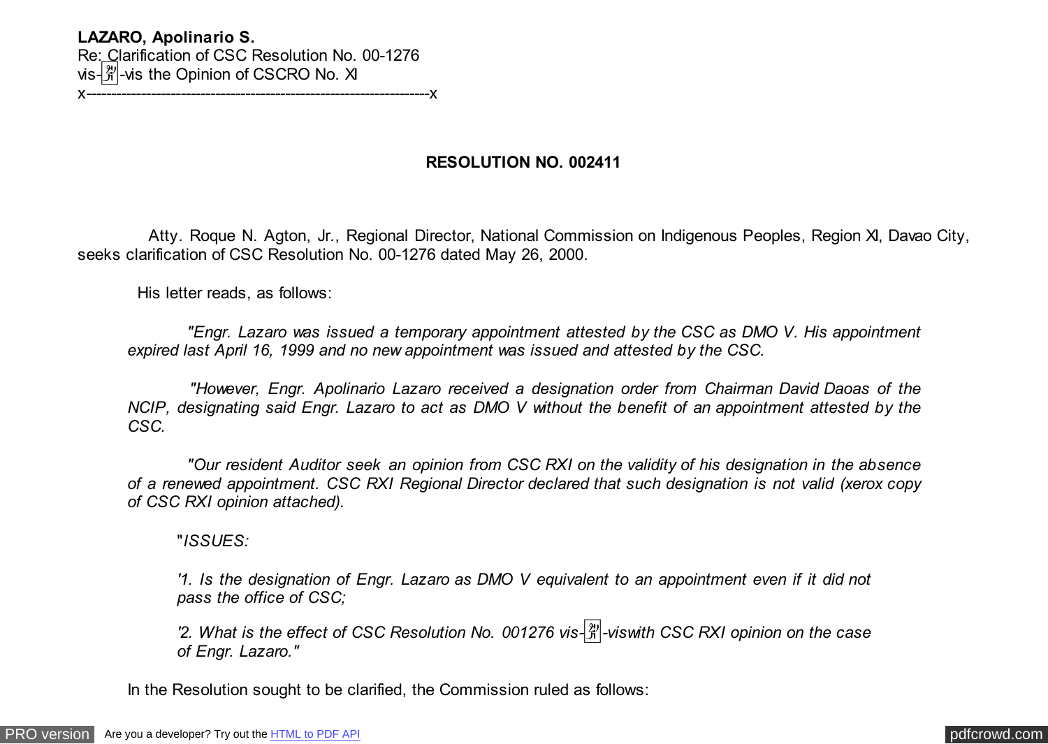**LAZARO, Apolinario S.**
Re: Clarification of CSC Resolution No. 00-1276
vis-à-vis the Opinion of CSCRO No. XI
x-------------------------------------------------------------------x

**RESOLUTION NO. 002411**

Atty. Roque N. Agton, Jr., Regional Director, National Commission on Indigenous Peoples, Region XI, Davao City, seeks clarification of CSC Resolution No. 00-1276 dated May 26, 2000.

His letter reads, as follows:

> *"Engr. Lazaro was issued a temporary appointment attested by the CSC as DMO V. His appointment expired last April 16, 1999 and no new appointment was issued and attested by the CSC.*
>
> *"However, Engr. Apolinario Lazaro received a designation order from Chairman David Daoas of the NCIP, designating said Engr. Lazaro to act as DMO V without the benefit of an appointment attested by the CSC.*
>
> *"Our resident Auditor seek an opinion from CSC RXI on the validity of his designation in the absence of a renewed appointment. CSC RXI Regional Director declared that such designation is not valid (xerox copy of CSC RXI opinion attached).*
>
> "*ISSUES:*
>
> *'1. Is the designation of Engr. Lazaro as DMO V equivalent to an appointment even if it did not pass the office of CSC;*
>
> *'2. What is the effect of CSC Resolution No. 001276 vis-à-vis with CSC RXI opinion on the case of Engr. Lazaro."*

In the Resolution sought to be clarified, the Commission ruled as follows: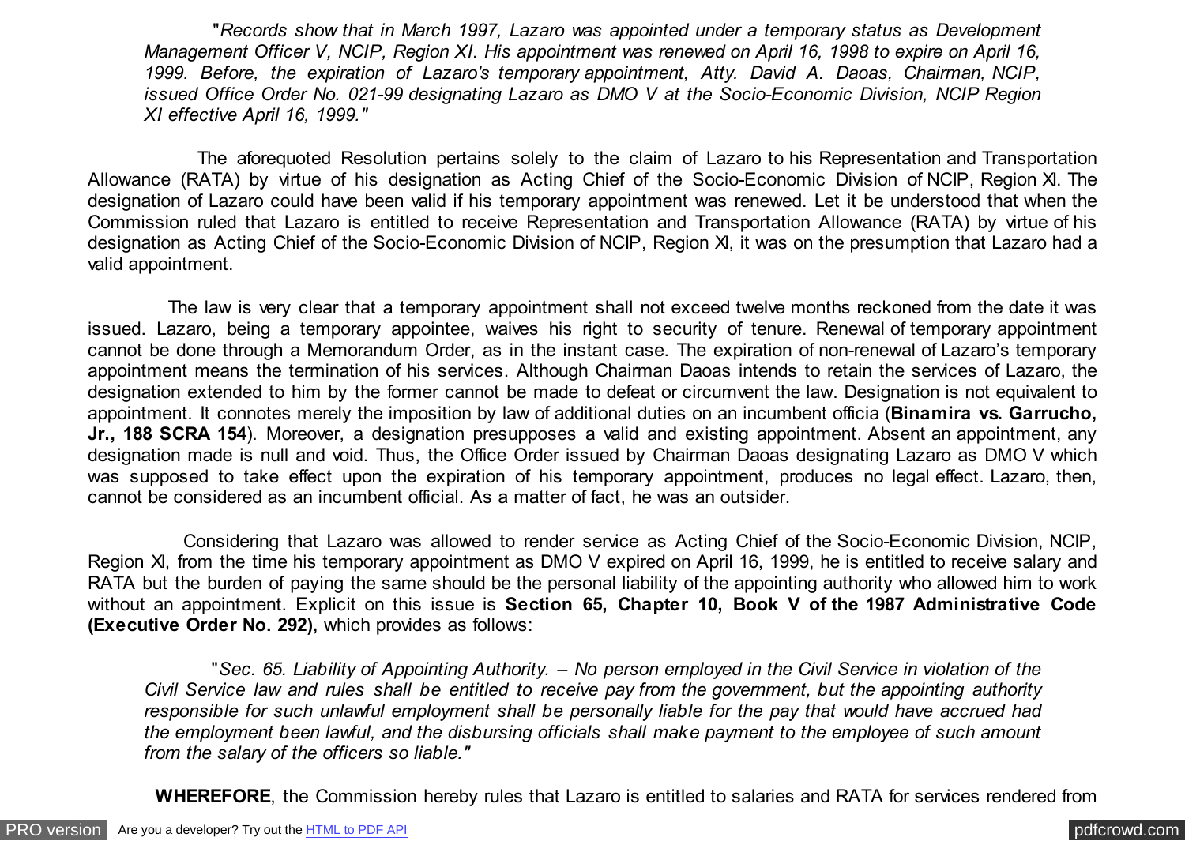*"Records show that in March 1997, Lazaro was appointed under a temporary status as Development Management Officer V, NCIP, Region XI. His appointment was renewed on April 16, 1998 to expire on April 16, 1999. Before, the expiration of Lazaro's temporary appointment, Atty. David A. Daoas, Chairman, NCIP, issued Office Order No. 021-99 designating Lazaro as DMO V at the Socio-Economic Division, NCIP Region XI effective April 16, 1999."*

The aforequoted Resolution pertains solely to the claim of Lazaro to his Representation and Transportation Allowance (RATA) by virtue of his designation as Acting Chief of the Socio-Economic Division of NCIP, Region XI. The designation of Lazaro could have been valid if his temporary appointment was renewed. Let it be understood that when the Commission ruled that Lazaro is entitled to receive Representation and Transportation Allowance (RATA) by virtue of his designation as Acting Chief of the Socio-Economic Division of NCIP, Region XI, it was on the presumption that Lazaro had a valid appointment.

The law is very clear that a temporary appointment shall not exceed twelve months reckoned from the date it was issued. Lazaro, being a temporary appointee, waives his right to security of tenure. Renewal of temporary appointment cannot be done through a Memorandum Order, as in the instant case. The expiration of non-renewal of Lazaro's temporary appointment means the termination of his services. Although Chairman Daoas intends to retain the services of Lazaro, the designation extended to him by the former cannot be made to defeat or circumvent the law. Designation is not equivalent to appointment. It connotes merely the imposition by law of additional duties on an incumbent officia (**Binamira vs. Garrucho, Jr., 188 SCRA 154**). Moreover, a designation presupposes a valid and existing appointment. Absent an appointment, any designation made is null and void. Thus, the Office Order issued by Chairman Daoas designating Lazaro as DMO V which was supposed to take effect upon the expiration of his temporary appointment, produces no legal effect. Lazaro, then, cannot be considered as an incumbent official. As a matter of fact, he was an outsider.

Considering that Lazaro was allowed to render service as Acting Chief of the Socio-Economic Division, NCIP, Region XI, from the time his temporary appointment as DMO V expired on April 16, 1999, he is entitled to receive salary and RATA but the burden of paying the same should be the personal liability of the appointing authority who allowed him to work without an appointment. Explicit on this issue is **Section 65, Chapter 10, Book V of the 1987 Administrative Code (Executive Order No. 292),** which provides as follows:

*"Sec. 65. Liability of Appointing Authority. – No person employed in the Civil Service in violation of the Civil Service law and rules shall be entitled to receive pay from the government, but the appointing authority responsible for such unlawful employment shall be personally liable for the pay that would have accrued had the employment been lawful, and the disbursing officials shall make payment to the employee of such amount from the salary of the officers so liable."*

**WHEREFORE**, the Commission hereby rules that Lazaro is entitled to salaries and RATA for services rendered from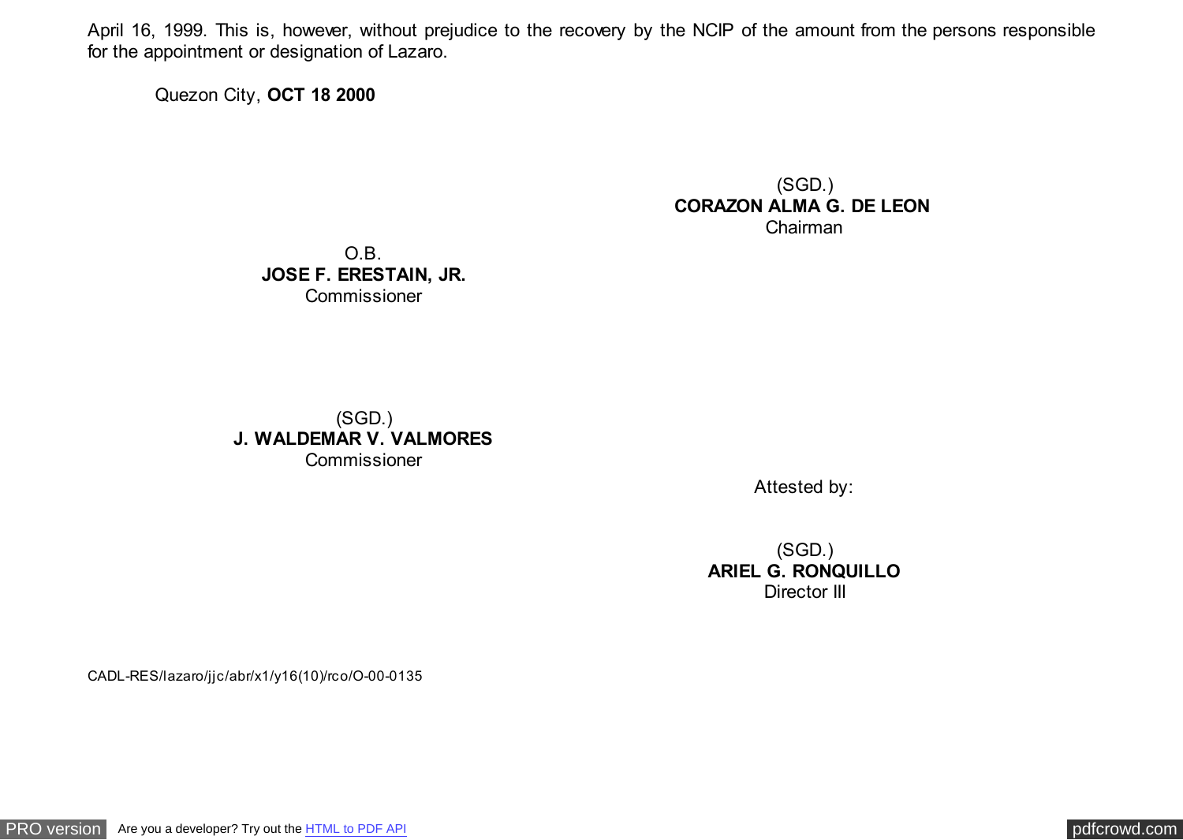April 16, 1999. This is, however, without prejudice to the recovery by the NCIP of the amount from the persons responsible for the appointment or designation of Lazaro.

Quezon City, **OCT 18 2000**

(SGD.)
**CORAZON ALMA G. DE LEON**
Chairman

O.B.
**JOSE F. ERESTAIN, JR.**
Commissioner

(SGD.)
**J. WALDEMAR V. VALMORES**
Commissioner

Attested by:

(SGD.)
**ARIEL G. RONQUILLO**
Director III

CADL-RES/lazaro/jjc/abr/x1/y16(10)/rco/O-00-0135